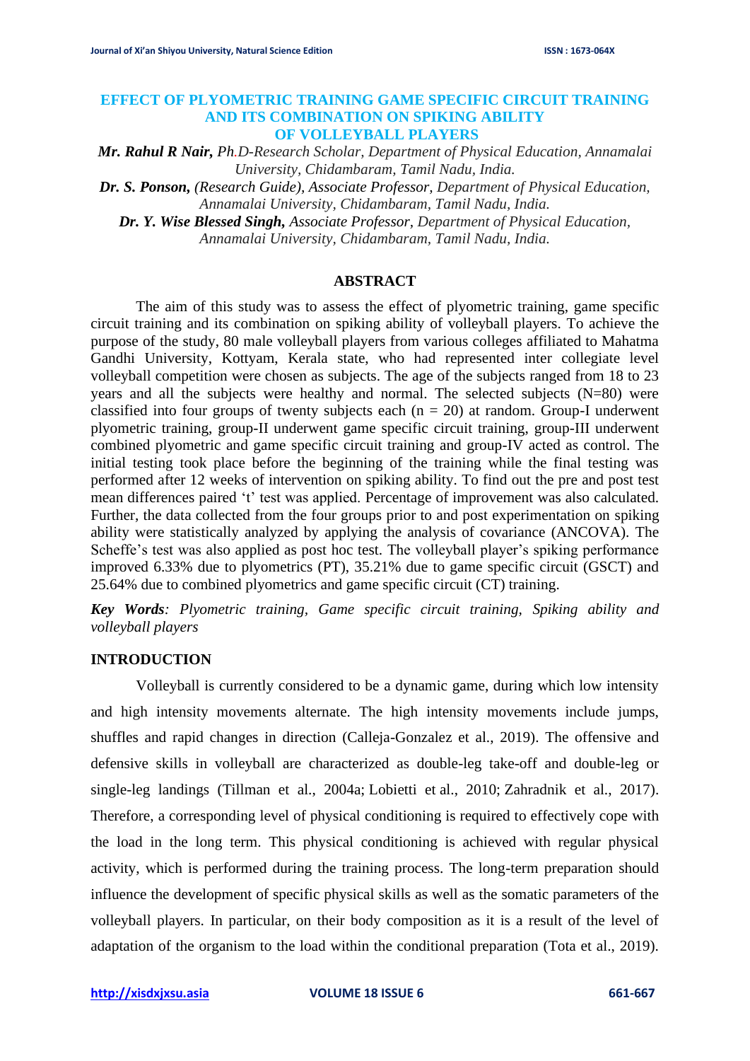# EFFECT OF PLYOMETRIC TRAINING GAME SPECIFIC CIRCUIT TRAINING AND ITS COMBINATION ON SPIKING ABILITY OF VOLLEYBALL PLAYERS

***Mr. Rahul R Nair,*** *Ph.D-Research Scholar, Department of Physical Education, Annamalai University, Chidambaram, Tamil Nadu, India.*

***Dr. S. Ponson,*** *(Research Guide), Associate Professor, Department of Physical Education, Annamalai University, Chidambaram, Tamil Nadu, India.*

***Dr. Y. Wise Blessed Singh,*** *Associate Professor, Department of Physical Education, Annamalai University, Chidambaram, Tamil Nadu, India.*

## ABSTRACT

The aim of this study was to assess the effect of plyometric training, game specific circuit training and its combination on spiking ability of volleyball players. To achieve the purpose of the study, 80 male volleyball players from various colleges affiliated to Mahatma Gandhi University, Kottyam, Kerala state, who had represented inter collegiate level volleyball competition were chosen as subjects. The age of the subjects ranged from 18 to 23 years and all the subjects were healthy and normal. The selected subjects (N=80) were classified into four groups of twenty subjects each (n = 20) at random. Group-I underwent plyometric training, group-II underwent game specific circuit training, group-III underwent combined plyometric and game specific circuit training and group-IV acted as control. The initial testing took place before the beginning of the training while the final testing was performed after 12 weeks of intervention on spiking ability. To find out the pre and post test mean differences paired 't' test was applied. Percentage of improvement was also calculated. Further, the data collected from the four groups prior to and post experimentation on spiking ability were statistically analyzed by applying the analysis of covariance (ANCOVA). The Scheffe's test was also applied as post hoc test. The volleyball player's spiking performance improved 6.33% due to plyometrics (PT), 35.21% due to game specific circuit (GSCT) and 25.64% due to combined plyometrics and game specific circuit (CT) training.

***Key Words****: Plyometric training, Game specific circuit training, Spiking ability and volleyball players*

## INTRODUCTION

Volleyball is currently considered to be a dynamic game, during which low intensity and high intensity movements alternate. The high intensity movements include jumps, shuffles and rapid changes in direction (Calleja-Gonzalez et al., 2019). The offensive and defensive skills in volleyball are characterized as double-leg take-off and double-leg or single-leg landings (Tillman et al., 2004a; Lobietti et al., 2010; Zahradnik et al., 2017). Therefore, a corresponding level of physical conditioning is required to effectively cope with the load in the long term. This physical conditioning is achieved with regular physical activity, which is performed during the training process. The long-term preparation should influence the development of specific physical skills as well as the somatic parameters of the volleyball players. In particular, on their body composition as it is a result of the level of adaptation of the organism to the load within the conditional preparation (Tota et al., 2019).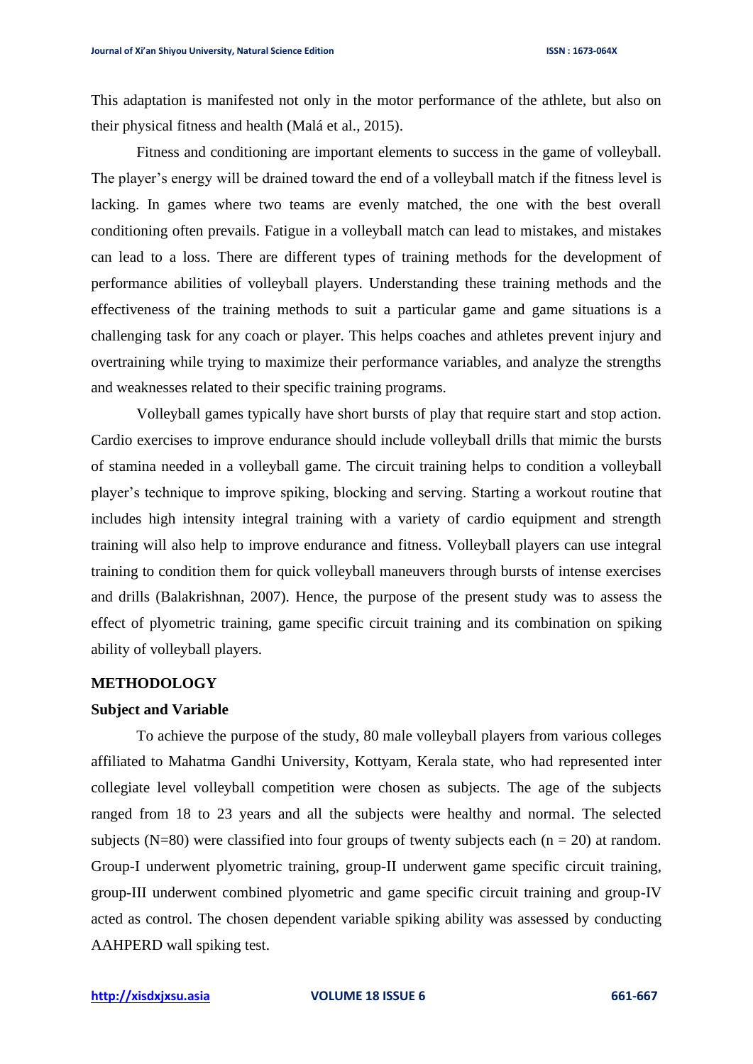This adaptation is manifested not only in the motor performance of the athlete, but also on their physical fitness and health (Malá et al., 2015).

Fitness and conditioning are important elements to success in the game of volleyball. The player's energy will be drained toward the end of a volleyball match if the fitness level is lacking. In games where two teams are evenly matched, the one with the best overall conditioning often prevails. Fatigue in a volleyball match can lead to mistakes, and mistakes can lead to a loss. There are different types of training methods for the development of performance abilities of volleyball players. Understanding these training methods and the effectiveness of the training methods to suit a particular game and game situations is a challenging task for any coach or player. This helps coaches and athletes prevent injury and overtraining while trying to maximize their performance variables, and analyze the strengths and weaknesses related to their specific training programs.

Volleyball games typically have short bursts of play that require start and stop action. Cardio exercises to improve endurance should include volleyball drills that mimic the bursts of stamina needed in a volleyball game. The circuit training helps to condition a volleyball player's technique to improve spiking, blocking and serving. Starting a workout routine that includes high intensity integral training with a variety of cardio equipment and strength training will also help to improve endurance and fitness. Volleyball players can use integral training to condition them for quick volleyball maneuvers through bursts of intense exercises and drills (Balakrishnan, 2007). Hence, the purpose of the present study was to assess the effect of plyometric training, game specific circuit training and its combination on spiking ability of volleyball players.

## METHODOLOGY

### Subject and Variable

To achieve the purpose of the study, 80 male volleyball players from various colleges affiliated to Mahatma Gandhi University, Kottyam, Kerala state, who had represented inter collegiate level volleyball competition were chosen as subjects. The age of the subjects ranged from 18 to 23 years and all the subjects were healthy and normal. The selected subjects (N=80) were classified into four groups of twenty subjects each (n = 20) at random. Group-I underwent plyometric training, group-II underwent game specific circuit training, group-III underwent combined plyometric and game specific circuit training and group-IV acted as control. The chosen dependent variable spiking ability was assessed by conducting AAHPERD wall spiking test.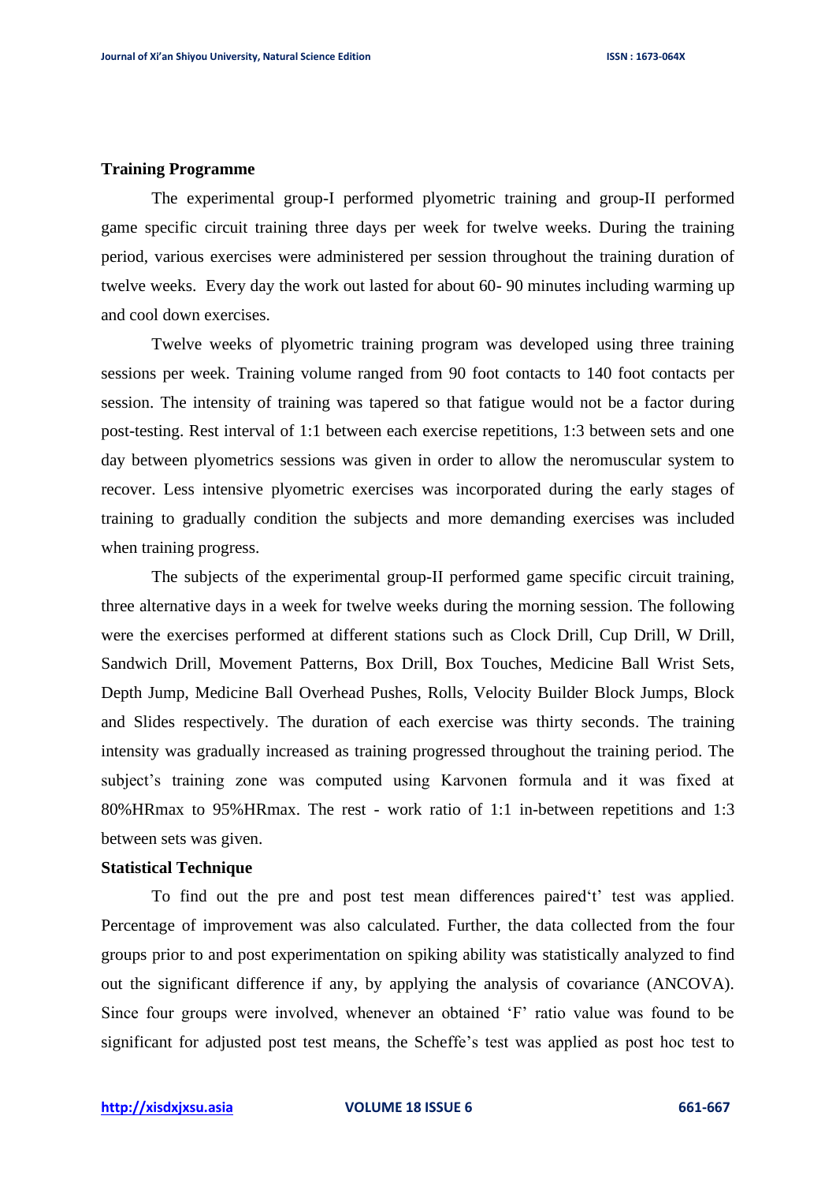**Training Programme**

The experimental group-I performed plyometric training and group-II performed game specific circuit training three days per week for twelve weeks. During the training period, various exercises were administered per session throughout the training duration of twelve weeks. Every day the work out lasted for about 60- 90 minutes including warming up and cool down exercises.

Twelve weeks of plyometric training program was developed using three training sessions per week. Training volume ranged from 90 foot contacts to 140 foot contacts per session. The intensity of training was tapered so that fatigue would not be a factor during post-testing. Rest interval of 1:1 between each exercise repetitions, 1:3 between sets and one day between plyometrics sessions was given in order to allow the neromuscular system to recover. Less intensive plyometric exercises was incorporated during the early stages of training to gradually condition the subjects and more demanding exercises was included when training progress.

The subjects of the experimental group-II performed game specific circuit training, three alternative days in a week for twelve weeks during the morning session. The following were the exercises performed at different stations such as Clock Drill, Cup Drill, W Drill, Sandwich Drill, Movement Patterns, Box Drill, Box Touches, Medicine Ball Wrist Sets, Depth Jump, Medicine Ball Overhead Pushes, Rolls, Velocity Builder Block Jumps, Block and Slides respectively. The duration of each exercise was thirty seconds. The training intensity was gradually increased as training progressed throughout the training period. The subject's training zone was computed using Karvonen formula and it was fixed at 80%HRmax to 95%HRmax. The rest - work ratio of 1:1 in-between repetitions and 1:3 between sets was given.

**Statistical Technique**

To find out the pre and post test mean differences paired't' test was applied. Percentage of improvement was also calculated. Further, the data collected from the four groups prior to and post experimentation on spiking ability was statistically analyzed to find out the significant difference if any, by applying the analysis of covariance (ANCOVA). Since four groups were involved, whenever an obtained 'F' ratio value was found to be significant for adjusted post test means, the Scheffe's test was applied as post hoc test to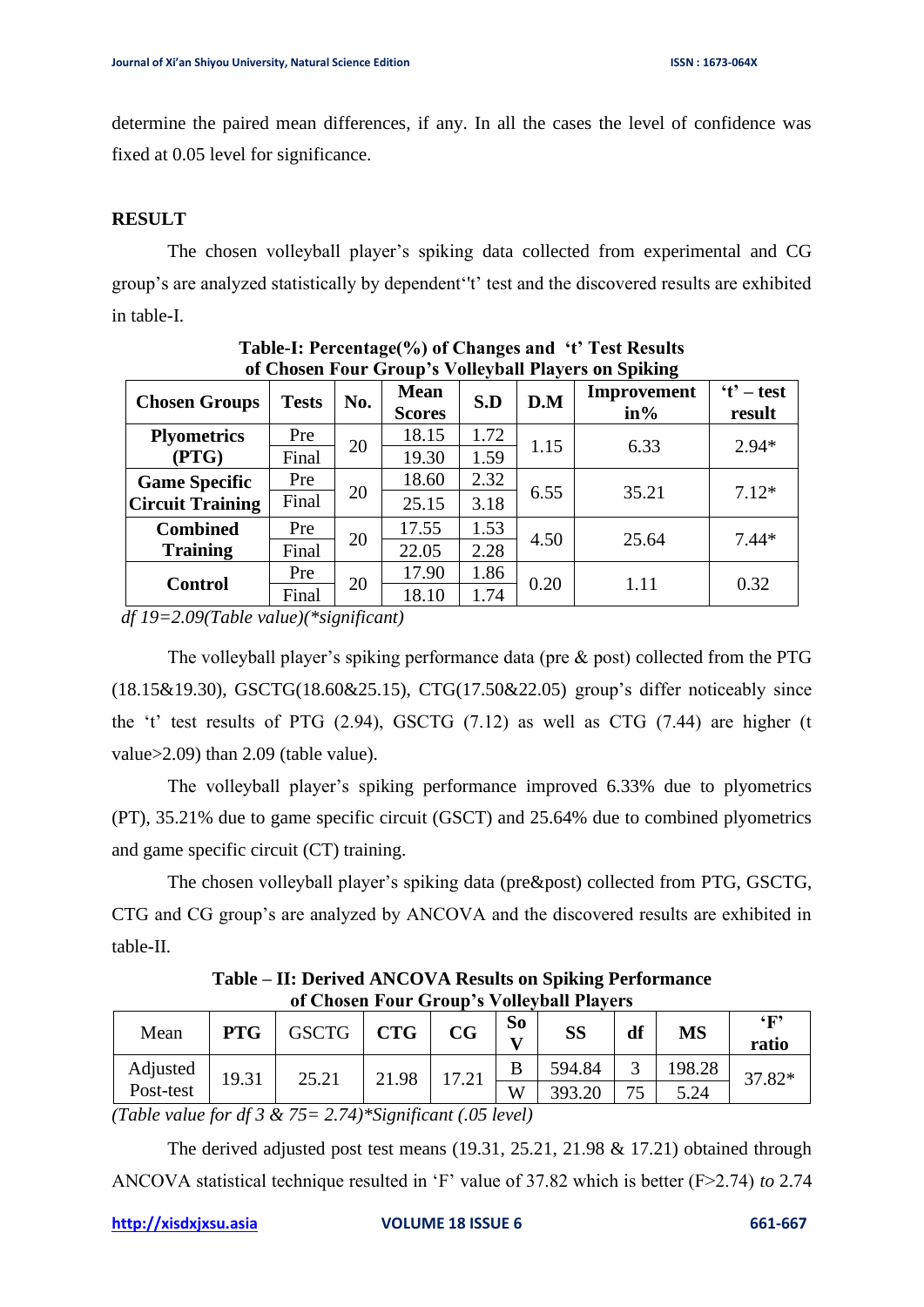determine the paired mean differences, if any. In all the cases the level of confidence was fixed at 0.05 level for significance.

## RESULT

The chosen volleyball player's spiking data collected from experimental and CG group's are analyzed statistically by dependent''t' test and the discovered results are exhibited in table-I.

**Table-I: Percentage(%) of Changes and 't' Test Results of Chosen Four Group's Volleyball Players on Spiking**

| Chosen Groups | Tests | No. | Mean Scores | S.D | D.M | Improvement in% | 't' – test result |
|---|---|---|---|---|---|---|---|
| **Plyometrics (PTG)** | Pre | 20 | 18.15 | 1.72 | 1.15 | 6.33 | 2.94* |
| | Final | | 19.30 | 1.59 | | | |
| **Game Specific Circuit Training** | Pre | 20 | 18.60 | 2.32 | 6.55 | 35.21 | 7.12* |
| | Final | | 25.15 | 3.18 | | | |
| **Combined Training** | Pre | 20 | 17.55 | 1.53 | 4.50 | 25.64 | 7.44* |
| | Final | | 22.05 | 2.28 | | | |
| **Control** | Pre | 20 | 17.90 | 1.86 | 0.20 | 1.11 | 0.32 |
| | Final | | 18.10 | 1.74 | | | |

*df 19=2.09(Table value)(*significant)*

The volleyball player's spiking performance data (pre & post) collected from the PTG (18.15&19.30), GSCTG(18.60&25.15), CTG(17.50&22.05) group's differ noticeably since the 't' test results of PTG (2.94), GSCTG (7.12) as well as CTG (7.44) are higher (t value>2.09) than 2.09 (table value).

The volleyball player's spiking performance improved 6.33% due to plyometrics (PT), 35.21% due to game specific circuit (GSCT) and 25.64% due to combined plyometrics and game specific circuit (CT) training.

The chosen volleyball player's spiking data (pre&post) collected from PTG, GSCTG, CTG and CG group's are analyzed by ANCOVA and the discovered results are exhibited in table-II.

**Table – II: Derived ANCOVA Results on Spiking Performance of Chosen Four Group's Volleyball Players**

| Mean | **PTG** | GSCTG | **CTG** | **CG** | **So V** | **SS** | **df** | **MS** | **'F' ratio** |
|---|---|---|---|---|---|---|---|---|---|
| Adjusted Post-test | 19.31 | 25.21 | 21.98 | 17.21 | B | 594.84 | 3 | 198.28 | 37.82* |
| | | | | | W | 393.20 | 75 | 5.24 | |

*(Table value for df 3 & 75= 2.74)*Significant (.05 level)*

The derived adjusted post test means (19.31, 25.21, 21.98 & 17.21) obtained through ANCOVA statistical technique resulted in 'F' value of 37.82 which is better (F>2.74) *to* 2.74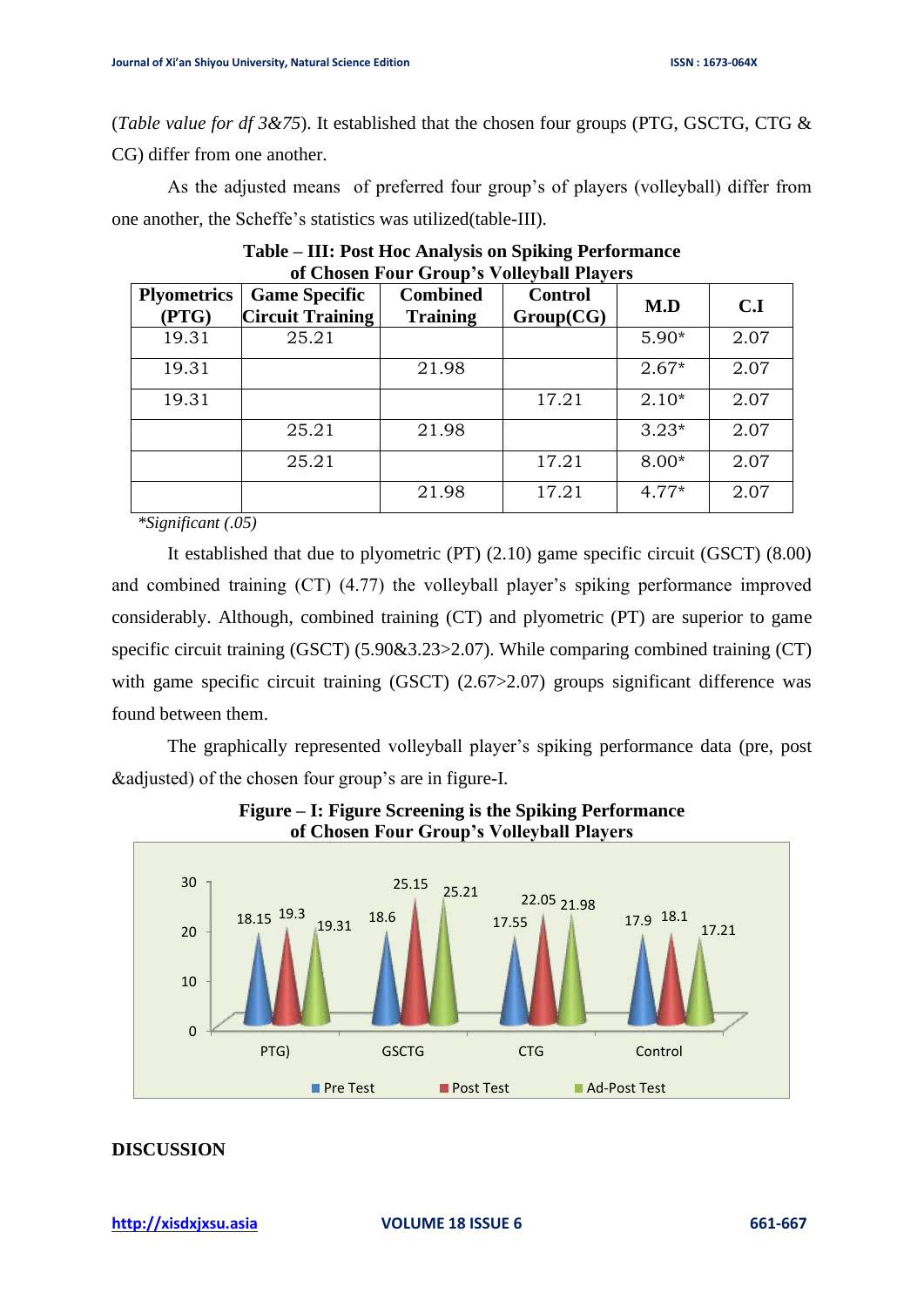(*Table value for df 3&75*). It established that the chosen four groups (PTG, GSCTG, CTG & CG) differ from one another.

As the adjusted means of preferred four group's of players (volleyball) differ from one another, the Scheffe's statistics was utilized(table-III).

**Table – III: Post Hoc Analysis on Spiking Performance of Chosen Four Group's Volleyball Players**

| Plyometrics (PTG) | Game Specific Circuit Training | Combined Training | Control Group(CG) | M.D | C.I |
|---|---|---|---|---|---|
| 19.31 | 25.21 | | | 5.90* | 2.07 |
| 19.31 | | 21.98 | | 2.67* | 2.07 |
| 19.31 | | | 17.21 | 2.10* | 2.07 |
| | 25.21 | 21.98 | | 3.23* | 2.07 |
| | 25.21 | | 17.21 | 8.00* | 2.07 |
| | | 21.98 | 17.21 | 4.77* | 2.07 |

*\*Significant (.05)*

It established that due to plyometric (PT) (2.10) game specific circuit (GSCT) (8.00) and combined training (CT) (4.77) the volleyball player's spiking performance improved considerably. Although, combined training (CT) and plyometric (PT) are superior to game specific circuit training (GSCT) (5.90&3.23>2.07). While comparing combined training (CT) with game specific circuit training (GSCT) (2.67>2.07) groups significant difference was found between them.

The graphically represented volleyball player's spiking performance data (pre, post &adjusted) of the chosen four group's are in figure-I.

**Figure – I: Figure Screening is the Spiking Performance of Chosen Four Group's Volleyball Players**

## DISCUSSION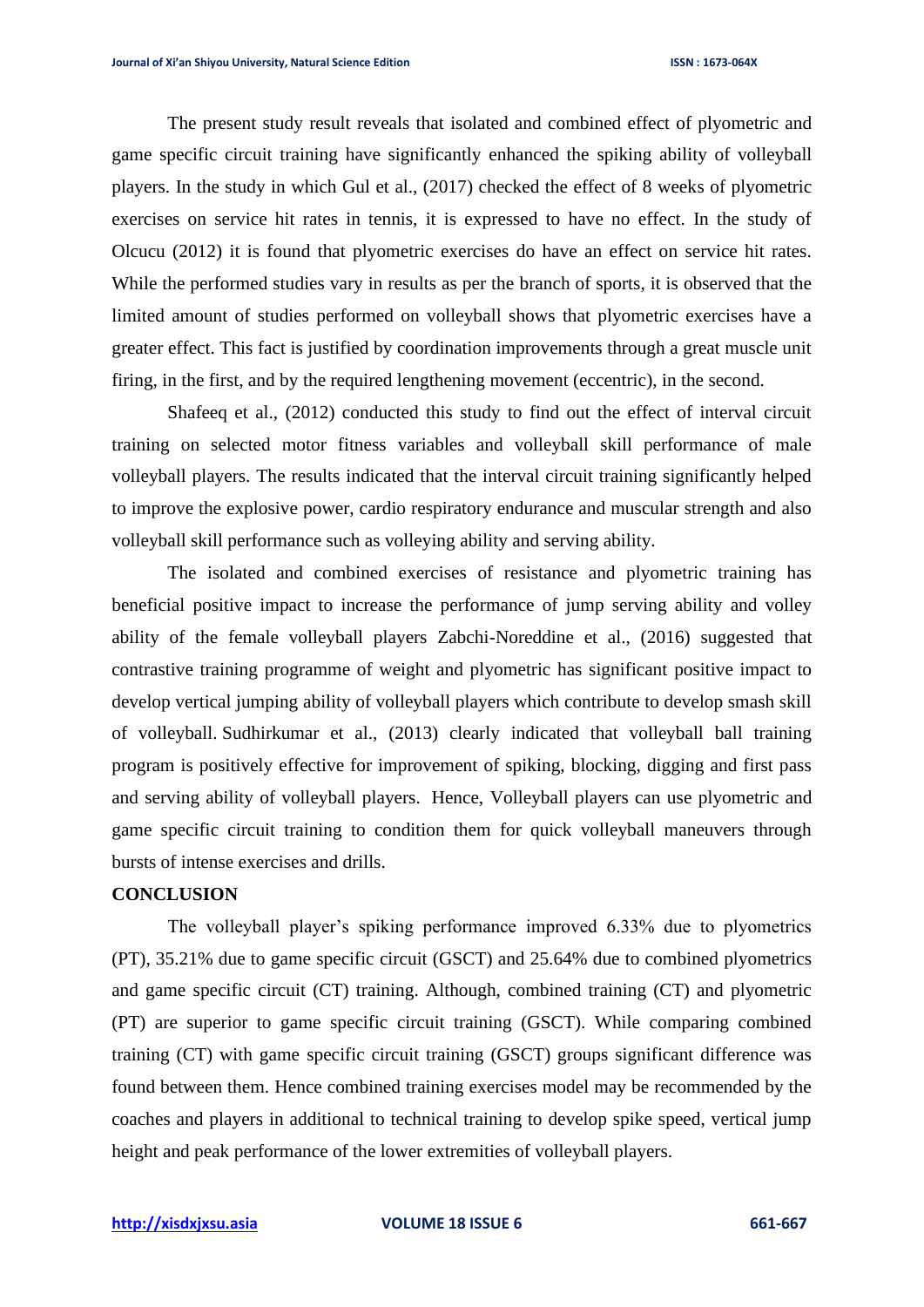The present study result reveals that isolated and combined effect of plyometric and game specific circuit training have significantly enhanced the spiking ability of volleyball players. In the study in which Gul et al., (2017) checked the effect of 8 weeks of plyometric exercises on service hit rates in tennis, it is expressed to have no effect. In the study of Olcucu (2012) it is found that plyometric exercises do have an effect on service hit rates. While the performed studies vary in results as per the branch of sports, it is observed that the limited amount of studies performed on volleyball shows that plyometric exercises have a greater effect. This fact is justified by coordination improvements through a great muscle unit firing, in the first, and by the required lengthening movement (eccentric), in the second.

Shafeeq et al., (2012) conducted this study to find out the effect of interval circuit training on selected motor fitness variables and volleyball skill performance of male volleyball players. The results indicated that the interval circuit training significantly helped to improve the explosive power, cardio respiratory endurance and muscular strength and also volleyball skill performance such as volleying ability and serving ability.

The isolated and combined exercises of resistance and plyometric training has beneficial positive impact to increase the performance of jump serving ability and volley ability of the female volleyball players Zabchi-Noreddine et al., (2016) suggested that contrastive training programme of weight and plyometric has significant positive impact to develop vertical jumping ability of volleyball players which contribute to develop smash skill of volleyball. Sudhirkumar et al., (2013) clearly indicated that volleyball ball training program is positively effective for improvement of spiking, blocking, digging and first pass and serving ability of volleyball players. Hence, Volleyball players can use plyometric and game specific circuit training to condition them for quick volleyball maneuvers through bursts of intense exercises and drills.

## CONCLUSION

The volleyball player's spiking performance improved 6.33% due to plyometrics (PT), 35.21% due to game specific circuit (GSCT) and 25.64% due to combined plyometrics and game specific circuit (CT) training. Although, combined training (CT) and plyometric (PT) are superior to game specific circuit training (GSCT). While comparing combined training (CT) with game specific circuit training (GSCT) groups significant difference was found between them. Hence combined training exercises model may be recommended by the coaches and players in additional to technical training to develop spike speed, vertical jump height and peak performance of the lower extremities of volleyball players.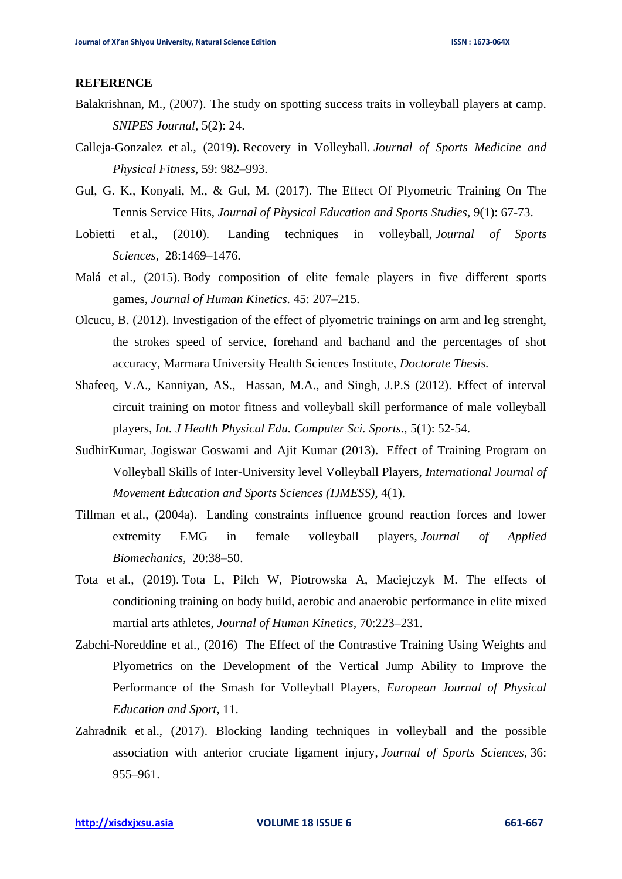## REFERENCE

Balakrishnan, M., (2007). The study on spotting success traits in volleyball players at camp. *SNIPES Journal*, 5(2): 24.

Calleja-Gonzalez et al., (2019). Recovery in Volleyball. *Journal of Sports Medicine and Physical Fitness*, 59: 982–993.

Gul, G. K., Konyali, M., & Gul, M. (2017). The Effect Of Plyometric Training On The Tennis Service Hits, *Journal of Physical Education and Sports Studies*, 9(1): 67-73.

Lobietti et al., (2010). Landing techniques in volleyball, *Journal of Sports Sciences*, 28:1469–1476.

Malá et al., (2015). Body composition of elite female players in five different sports games, *Journal of Human Kinetics*. 45: 207–215.

Olcucu, B. (2012). Investigation of the effect of plyometric trainings on arm and leg strenght, the strokes speed of service, forehand and bachand and the percentages of shot accuracy, Marmara University Health Sciences Institute, *Doctorate Thesis.*

Shafeeq, V.A., Kanniyan, AS., Hassan, M.A., and Singh, J.P.S (2012). Effect of interval circuit training on motor fitness and volleyball skill performance of male volleyball players, *Int. J Health Physical Edu. Computer Sci. Sports.*, 5(1): 52-54.

SudhirKumar, Jogiswar Goswami and Ajit Kumar (2013). Effect of Training Program on Volleyball Skills of Inter-University level Volleyball Players, *International Journal of Movement Education and Sports Sciences (IJMESS)*, 4(1).

Tillman et al., (2004a). Landing constraints influence ground reaction forces and lower extremity EMG in female volleyball players, *Journal of Applied Biomechanics*, 20:38–50.

Tota et al., (2019). Tota L, Pilch W, Piotrowska A, Maciejczyk M. The effects of conditioning training on body build, aerobic and anaerobic performance in elite mixed martial arts athletes, *Journal of Human Kinetics*, 70:223–231.

Zabchi-Noreddine et al., (2016) The Effect of the Contrastive Training Using Weights and Plyometrics on the Development of the Vertical Jump Ability to Improve the Performance of the Smash for Volleyball Players, *European Journal of Physical Education and Sport*, 11.

Zahradnik et al., (2017). Blocking landing techniques in volleyball and the possible association with anterior cruciate ligament injury, *Journal of Sports Sciences*, 36: 955–961.